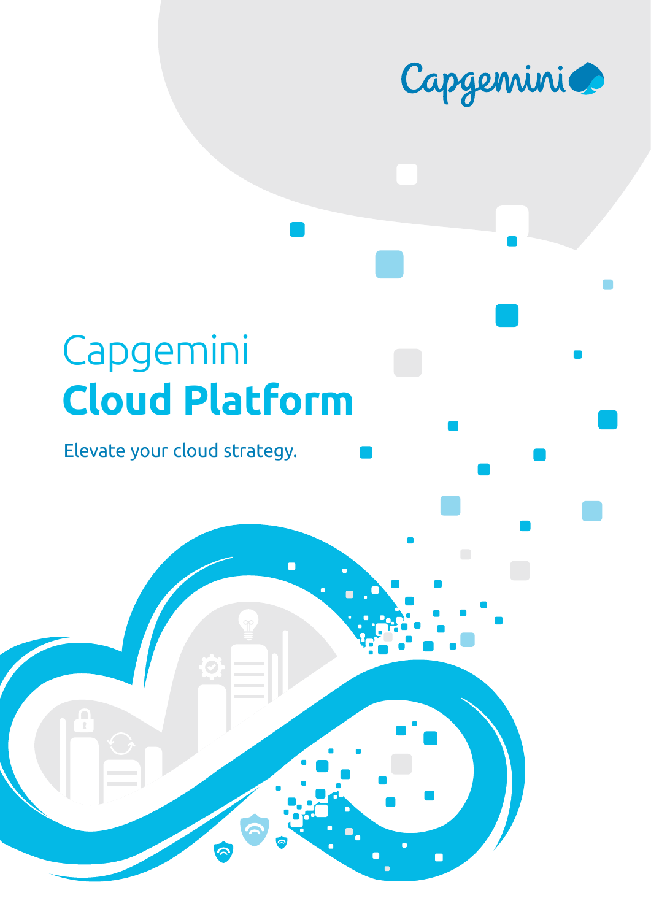Capgemini

# Capgemini
# **Cloud Platform**

Elevate your cloud strategy.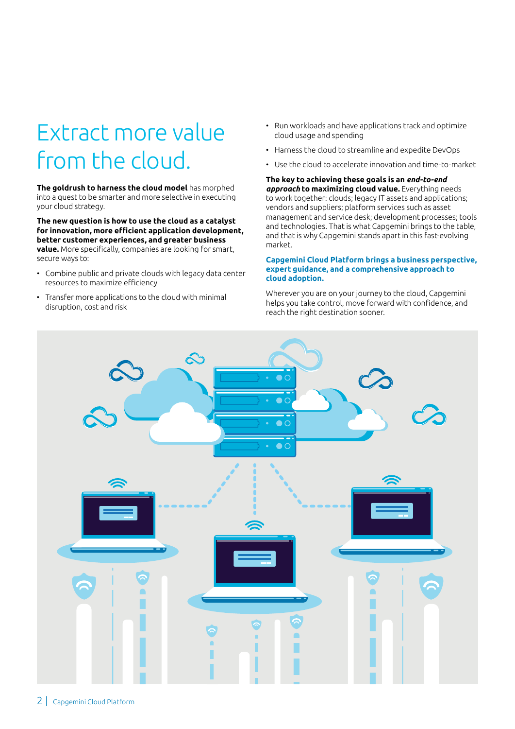# Extract more value from the cloud.

**The goldrush to harness the cloud model** has morphed into a quest to be smarter and more selective in executing your cloud strategy.

**The new question is how to use the cloud as a catalyst for innovation, more efficient application development, better customer experiences, and greater business value.** More specifically, companies are looking for smart, secure ways to:

- Combine public and private clouds with legacy data center resources to maximize efficiency
- Transfer more applications to the cloud with minimal disruption, cost and risk
- Run workloads and have applications track and optimize cloud usage and spending
- Harness the cloud to streamline and expedite DevOps
- Use the cloud to accelerate innovation and time-to-market

**The key to achieving these goals is an *end-to-end approach* to maximizing cloud value.** Everything needs to work together: clouds; legacy IT assets and applications; vendors and suppliers; platform services such as asset management and service desk; development processes; tools and technologies. That is what Capgemini brings to the table, and that is why Capgemini stands apart in this fast-evolving market.

**Capgemini Cloud Platform brings a business perspective, expert guidance, and a comprehensive approach to cloud adoption.**

Wherever you are on your journey to the cloud, Capgemini helps you take control, move forward with confidence, and reach the right destination sooner.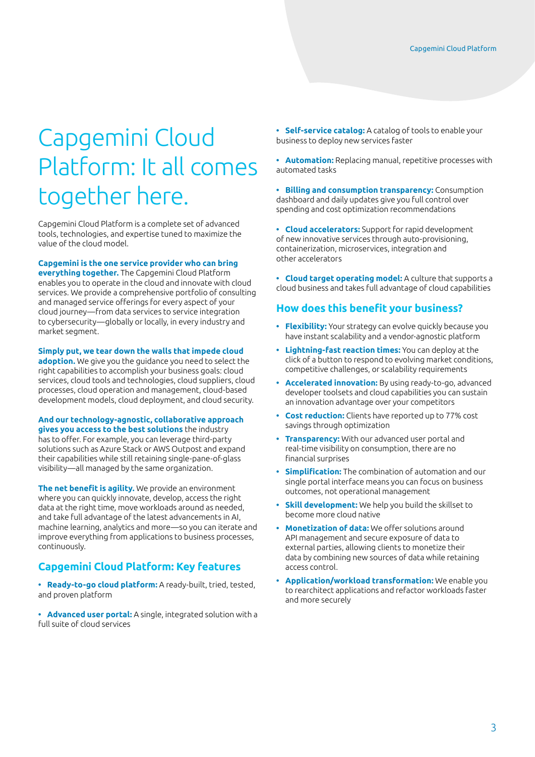# Capgemini Cloud Platform: It all comes together here.

Capgemini Cloud Platform is a complete set of advanced tools, technologies, and expertise tuned to maximize the value of the cloud model.

**Capgemini is the one service provider who can bring everything together.** The Capgemini Cloud Platform enables you to operate in the cloud and innovate with cloud services. We provide a comprehensive portfolio of consulting and managed service offerings for every aspect of your cloud journey—from data services to service integration to cybersecurity—globally or locally, in every industry and market segment.

**Simply put, we tear down the walls that impede cloud adoption.** We give you the guidance you need to select the right capabilities to accomplish your business goals: cloud services, cloud tools and technologies, cloud suppliers, cloud processes, cloud operation and management, cloud-based development models, cloud deployment, and cloud security.

**And our technology-agnostic, collaborative approach gives you access to the best solutions** the industry has to offer. For example, you can leverage third-party solutions such as Azure Stack or AWS Outpost and expand their capabilities while still retaining single-pane-of-glass visibility—all managed by the same organization.

**The net benefit is agility.** We provide an environment where you can quickly innovate, develop, access the right data at the right time, move workloads around as needed, and take full advantage of the latest advancements in AI, machine learning, analytics and more—so you can iterate and improve everything from applications to business processes, continuously.

## Capgemini Cloud Platform: Key features

- **Ready-to-go cloud platform:** A ready-built, tried, tested, and proven platform
- **Advanced user portal:** A single, integrated solution with a full suite of cloud services
- **Self-service catalog:** A catalog of tools to enable your business to deploy new services faster
- **Automation:** Replacing manual, repetitive processes with automated tasks
- **Billing and consumption transparency:** Consumption dashboard and daily updates give you full control over spending and cost optimization recommendations
- **Cloud accelerators:** Support for rapid development of new innovative services through auto-provisioning, containerization, microservices, integration and other accelerators
- **Cloud target operating model:** A culture that supports a cloud business and takes full advantage of cloud capabilities

## How does this benefit your business?

- **Flexibility:** Your strategy can evolve quickly because you have instant scalability and a vendor-agnostic platform
- **Lightning-fast reaction times:** You can deploy at the click of a button to respond to evolving market conditions, competitive challenges, or scalability requirements
- **Accelerated innovation:** By using ready-to-go, advanced developer toolsets and cloud capabilities you can sustain an innovation advantage over your competitors
- **Cost reduction:** Clients have reported up to 77% cost savings through optimization
- **Transparency:** With our advanced user portal and real-time visibility on consumption, there are no financial surprises
- **Simplification:** The combination of automation and our single portal interface means you can focus on business outcomes, not operational management
- **Skill development:** We help you build the skillset to become more cloud native
- **Monetization of data:** We offer solutions around API management and secure exposure of data to external parties, allowing clients to monetize their data by combining new sources of data while retaining access control.
- **Application/workload transformation:** We enable you to rearchitect applications and refactor workloads faster and more securely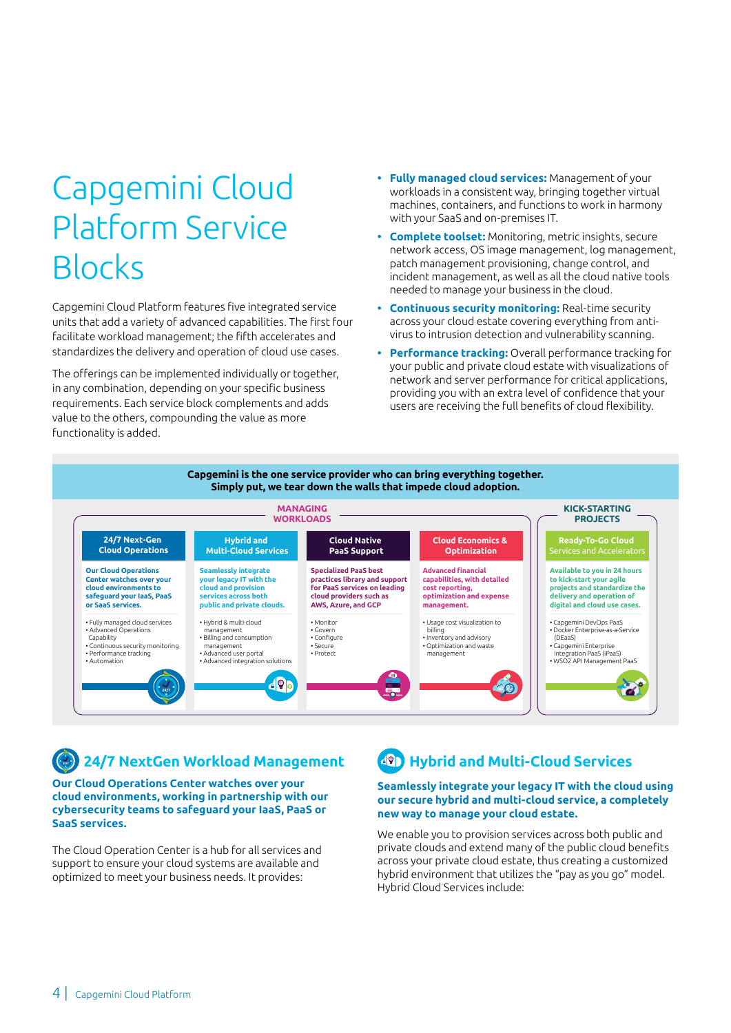# Capgemini Cloud Platform Service Blocks

Capgemini Cloud Platform features five integrated service units that add a variety of advanced capabilities. The first four facilitate workload management; the fifth accelerates and standardizes the delivery and operation of cloud use cases.

The offerings can be implemented individually or together, in any combination, depending on your specific business requirements. Each service block complements and adds value to the others, compounding the value as more functionality is added.

- **Fully managed cloud services:** Management of your workloads in a consistent way, bringing together virtual machines, containers, and functions to work in harmony with your SaaS and on-premises IT.
- **Complete toolset:** Monitoring, metric insights, secure network access, OS image management, log management, patch management provisioning, change control, and incident management, as well as all the cloud native tools needed to manage your business in the cloud.
- **Continuous security monitoring:** Real-time security across your cloud estate covering everything from anti-virus to intrusion detection and vulnerability scanning.
- **Performance tracking:** Overall performance tracking for your public and private cloud estate with visualizations of network and server performance for critical applications, providing you with an extra level of confidence that your users are receiving the full benefits of cloud flexibility.

**Capgemini is the one service provider who can bring everything together. Simply put, we tear down the walls that impede cloud adoption.**

| MANAGING WORKLOADS | | | | KICK-STARTING PROJECTS |
|---|---|---|---|---|
| **24/7 Next-Gen Cloud Operations** | **Hybrid and Multi-Cloud Services** | **Cloud Native PaaS Support** | **Cloud Economics & Optimization** | **Ready-To-Go Cloud Services and Accelerators** |
| **Our Cloud Operations Center watches over your cloud environments to safeguard your IaaS, PaaS or SaaS services.** | **Seamlessly integrate your legacy IT with the cloud and provision services across both public and private clouds.** | **Specialized PaaS best practices library and support for PaaS services on leading cloud providers such as AWS, Azure, and GCP** | **Advanced financial capabilities, with detailed cost reporting, optimization and expense management.** | **Available to you in 24 hours to kick-start your agile projects and standardize the delivery and operation of digital and cloud use cases.** |
| • Fully managed cloud services<br>• Advanced Operations Capability<br>• Continuous security monitoring<br>• Performance tracking<br>• Automation | • Hybrid & multi-cloud management<br>• Billing and consumption management<br>• Advanced user portal<br>• Advanced integration solutions | • Monitor<br>• Govern<br>• Configure<br>• Secure<br>• Protect | • Usage cost visualization to billing<br>• Inventory and advisory<br>• Optimization and waste management | • Capgemini DevOps PaaS<br>• Docker Enterprise-as-a-Service (DEaaS)<br>• Capgemini Enterprise Integration PaaS (iPaaS)<br>• WSO2 API Management PaaS |

## 24/7 NextGen Workload Management

**Our Cloud Operations Center watches over your cloud environments, working in partnership with our cybersecurity teams to safeguard your IaaS, PaaS or SaaS services.**

The Cloud Operation Center is a hub for all services and support to ensure your cloud systems are available and optimized to meet your business needs. It provides:

## Hybrid and Multi-Cloud Services

**Seamlessly integrate your legacy IT with the cloud using our secure hybrid and multi-cloud service, a completely new way to manage your cloud estate.**

We enable you to provision services across both public and private clouds and extend many of the public cloud benefits across your private cloud estate, thus creating a customized hybrid environment that utilizes the "pay as you go" model. Hybrid Cloud Services include: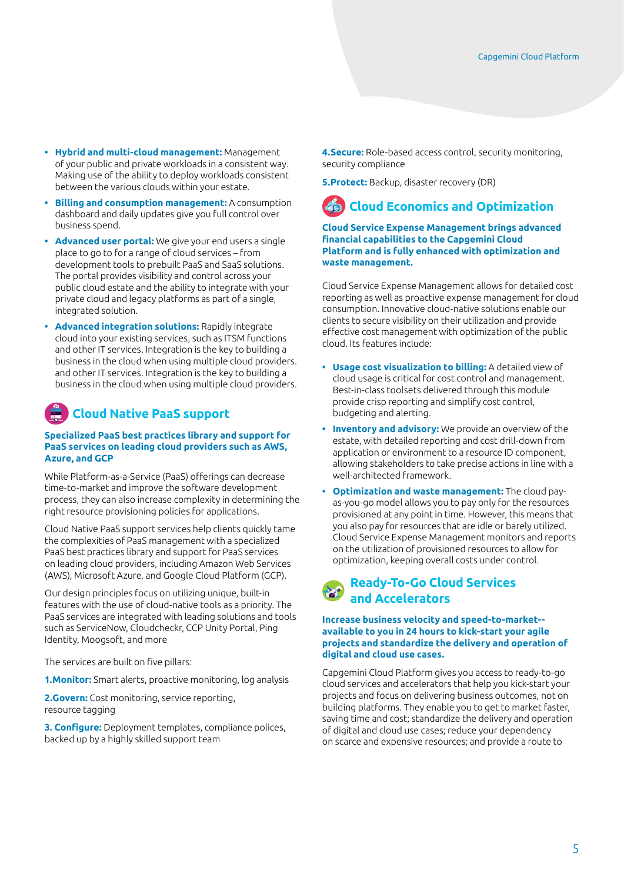- **Hybrid and multi-cloud management:** Management of your public and private workloads in a consistent way. Making use of the ability to deploy workloads consistent between the various clouds within your estate.
- **Billing and consumption management:** A consumption dashboard and daily updates give you full control over business spend.
- **Advanced user portal:** We give your end users a single place to go to for a range of cloud services – from development tools to prebuilt PaaS and SaaS solutions. The portal provides visibility and control across your public cloud estate and the ability to integrate with your private cloud and legacy platforms as part of a single, integrated solution.
- **Advanced integration solutions:** Rapidly integrate cloud into your existing services, such as ITSM functions and other IT services. Integration is the key to building a business in the cloud when using multiple cloud providers. and other IT services. Integration is the key to building a business in the cloud when using multiple cloud providers.

## Cloud Native PaaS support

**Specialized PaaS best practices library and support for PaaS services on leading cloud providers such as AWS, Azure, and GCP**

While Platform-as-a-Service (PaaS) offerings can decrease time-to-market and improve the software development process, they can also increase complexity in determining the right resource provisioning policies for applications.

Cloud Native PaaS support services help clients quickly tame the complexities of PaaS management with a specialized PaaS best practices library and support for PaaS services on leading cloud providers, including Amazon Web Services (AWS), Microsoft Azure, and Google Cloud Platform (GCP).

Our design principles focus on utilizing unique, built-in features with the use of cloud-native tools as a priority. The PaaS services are integrated with leading solutions and tools such as ServiceNow, Cloudcheckr, CCP Unity Portal, Ping Identity, Moogsoft, and more

The services are built on five pillars:

**1.Monitor:** Smart alerts, proactive monitoring, log analysis

**2.Govern:** Cost monitoring, service reporting, resource tagging

**3. Configure:** Deployment templates, compliance polices, backed up by a highly skilled support team

**4.Secure:** Role-based access control, security monitoring, security compliance

**5.Protect:** Backup, disaster recovery (DR)

## Cloud Economics and Optimization

**Cloud Service Expense Management brings advanced financial capabilities to the Capgemini Cloud Platform and is fully enhanced with optimization and waste management.**

Cloud Service Expense Management allows for detailed cost reporting as well as proactive expense management for cloud consumption. Innovative cloud-native solutions enable our clients to secure visibility on their utilization and provide effective cost management with optimization of the public cloud. Its features include:

- **Usage cost visualization to billing:** A detailed view of cloud usage is critical for cost control and management. Best-in-class toolsets delivered through this module provide crisp reporting and simplify cost control, budgeting and alerting.
- **Inventory and advisory:** We provide an overview of the estate, with detailed reporting and cost drill-down from application or environment to a resource ID component, allowing stakeholders to take precise actions in line with a well-architected framework.
- **Optimization and waste management:** The cloud pay-as-you-go model allows you to pay only for the resources provisioned at any point in time. However, this means that you also pay for resources that are idle or barely utilized. Cloud Service Expense Management monitors and reports on the utilization of provisioned resources to allow for optimization, keeping overall costs under control.

## Ready-To-Go Cloud Services and Accelerators

**Increase business velocity and speed-to-market-- available to you in 24 hours to kick-start your agile projects and standardize the delivery and operation of digital and cloud use cases.**

Capgemini Cloud Platform gives you access to ready-to-go cloud services and accelerators that help you kick-start your projects and focus on delivering business outcomes, not on building platforms. They enable you to get to market faster, saving time and cost; standardize the delivery and operation of digital and cloud use cases; reduce your dependency on scarce and expensive resources; and provide a route to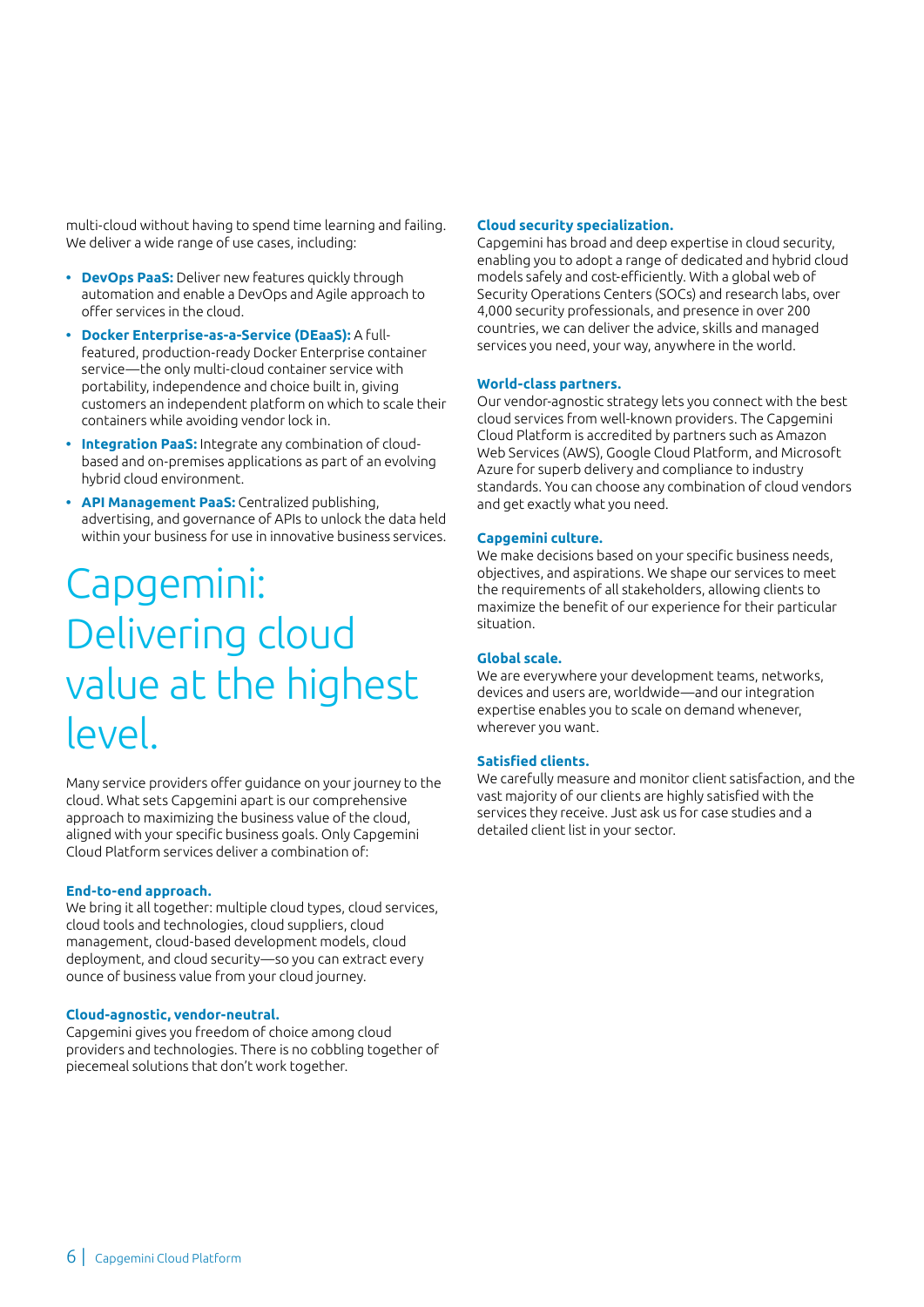multi-cloud without having to spend time learning and failing. We deliver a wide range of use cases, including:

- **DevOps PaaS:** Deliver new features quickly through automation and enable a DevOps and Agile approach to offer services in the cloud.
- **Docker Enterprise-as-a-Service (DEaaS):** A full-featured, production-ready Docker Enterprise container service—the only multi-cloud container service with portability, independence and choice built in, giving customers an independent platform on which to scale their containers while avoiding vendor lock in.
- **Integration PaaS:** Integrate any combination of cloud-based and on-premises applications as part of an evolving hybrid cloud environment.
- **API Management PaaS:** Centralized publishing, advertising, and governance of APIs to unlock the data held within your business for use in innovative business services.

# Capgemini: Delivering cloud value at the highest level.

Many service providers offer guidance on your journey to the cloud. What sets Capgemini apart is our comprehensive approach to maximizing the business value of the cloud, aligned with your specific business goals. Only Capgemini Cloud Platform services deliver a combination of:

**End-to-end approach.**
We bring it all together: multiple cloud types, cloud services, cloud tools and technologies, cloud suppliers, cloud management, cloud-based development models, cloud deployment, and cloud security—so you can extract every ounce of business value from your cloud journey.

**Cloud-agnostic, vendor-neutral.**
Capgemini gives you freedom of choice among cloud providers and technologies. There is no cobbling together of piecemeal solutions that don't work together.

**Cloud security specialization.**
Capgemini has broad and deep expertise in cloud security, enabling you to adopt a range of dedicated and hybrid cloud models safely and cost-efficiently. With a global web of Security Operations Centers (SOCs) and research labs, over 4,000 security professionals, and presence in over 200 countries, we can deliver the advice, skills and managed services you need, your way, anywhere in the world.

**World-class partners.**
Our vendor-agnostic strategy lets you connect with the best cloud services from well-known providers. The Capgemini Cloud Platform is accredited by partners such as Amazon Web Services (AWS), Google Cloud Platform, and Microsoft Azure for superb delivery and compliance to industry standards. You can choose any combination of cloud vendors and get exactly what you need.

**Capgemini culture.**
We make decisions based on your specific business needs, objectives, and aspirations. We shape our services to meet the requirements of all stakeholders, allowing clients to maximize the benefit of our experience for their particular situation.

**Global scale.**
We are everywhere your development teams, networks, devices and users are, worldwide—and our integration expertise enables you to scale on demand whenever, wherever you want.

**Satisfied clients.**
We carefully measure and monitor client satisfaction, and the vast majority of our clients are highly satisfied with the services they receive. Just ask us for case studies and a detailed client list in your sector.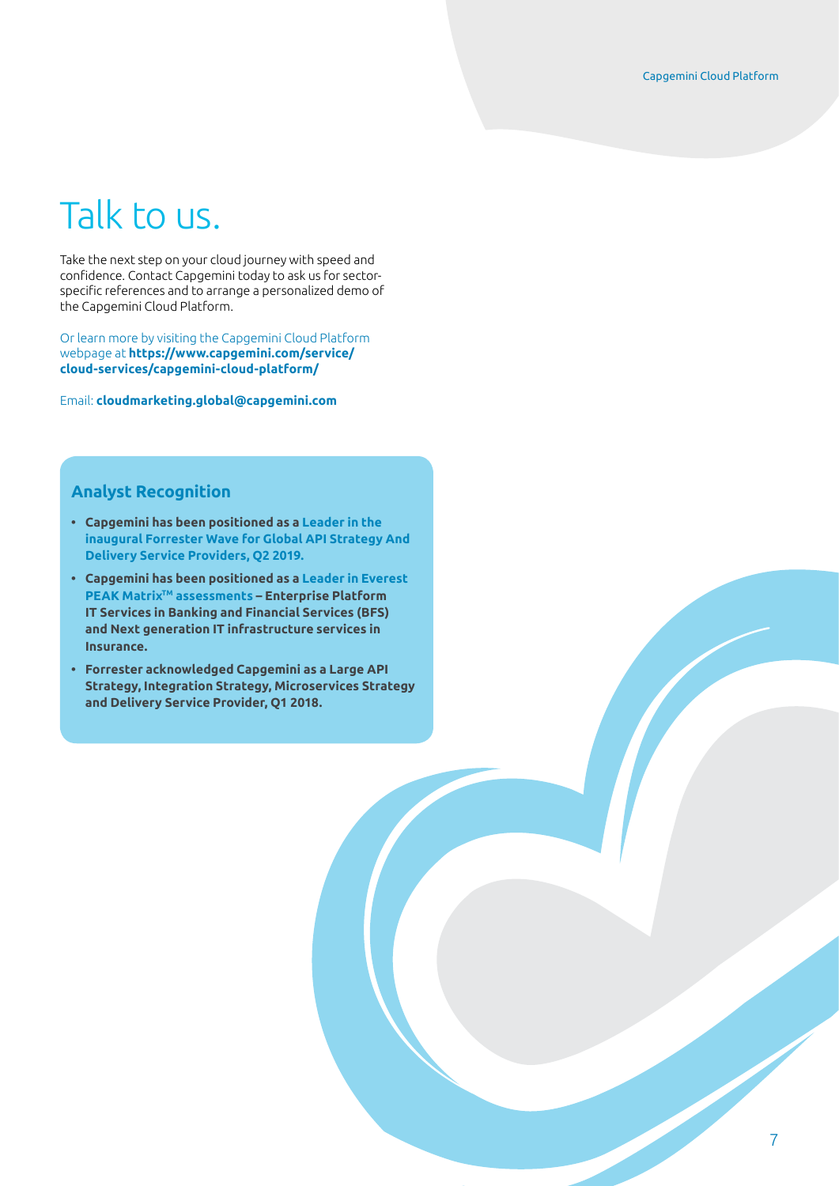# Talk to us.

Take the next step on your cloud journey with speed and confidence. Contact Capgemini today to ask us for sector-specific references and to arrange a personalized demo of the Capgemini Cloud Platform.

Or learn more by visiting the Capgemini Cloud Platform webpage at **https://www.capgemini.com/service/cloud-services/capgemini-cloud-platform/**

Email: **cloudmarketing.global@capgemini.com**

## Analyst Recognition

- **Capgemini has been positioned as a Leader in the inaugural Forrester Wave for Global API Strategy And Delivery Service Providers, Q2 2019.**
- **Capgemini has been positioned as a Leader in Everest PEAK Matrix™ assessments – Enterprise Platform IT Services in Banking and Financial Services (BFS) and Next generation IT infrastructure services in Insurance.**
- **Forrester acknowledged Capgemini as a Large API Strategy, Integration Strategy, Microservices Strategy and Delivery Service Provider, Q1 2018.**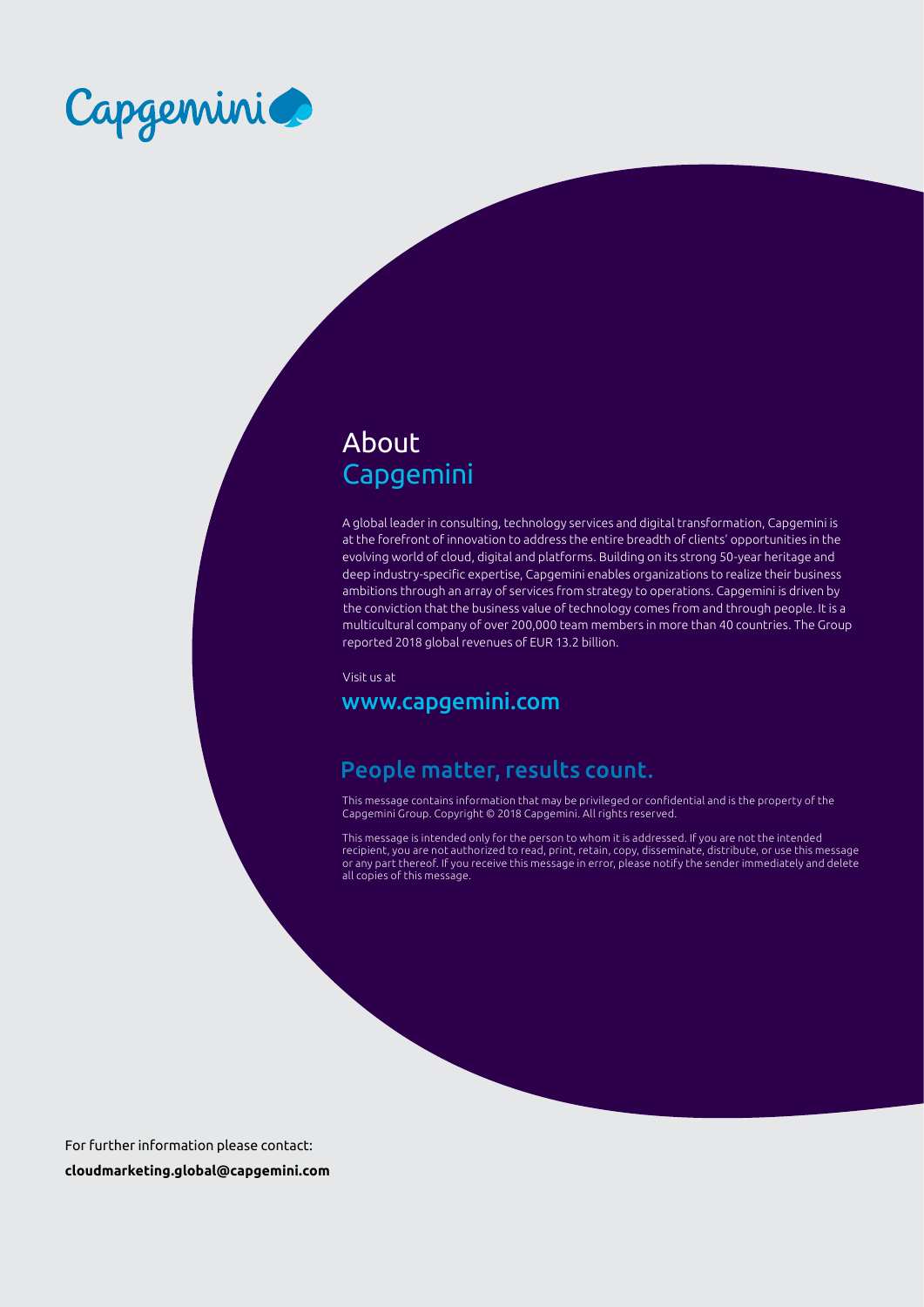Capgemini

## About Capgemini

A global leader in consulting, technology services and digital transformation, Capgemini is at the forefront of innovation to address the entire breadth of clients' opportunities in the evolving world of cloud, digital and platforms. Building on its strong 50-year heritage and deep industry-specific expertise, Capgemini enables organizations to realize their business ambitions through an array of services from strategy to operations. Capgemini is driven by the conviction that the business value of technology comes from and through people. It is a multicultural company of over 200,000 team members in more than 40 countries. The Group reported 2018 global revenues of EUR 13.2 billion.

Visit us at

**www.capgemini.com**

## People matter, results count.

This message contains information that may be privileged or confidential and is the property of the Capgemini Group. Copyright © 2018 Capgemini. All rights reserved.

This message is intended only for the person to whom it is addressed. If you are not the intended recipient, you are not authorized to read, print, retain, copy, disseminate, distribute, or use this message or any part thereof. If you receive this message in error, please notify the sender immediately and delete all copies of this message.

For further information please contact:

**cloudmarketing.global@capgemini.com**